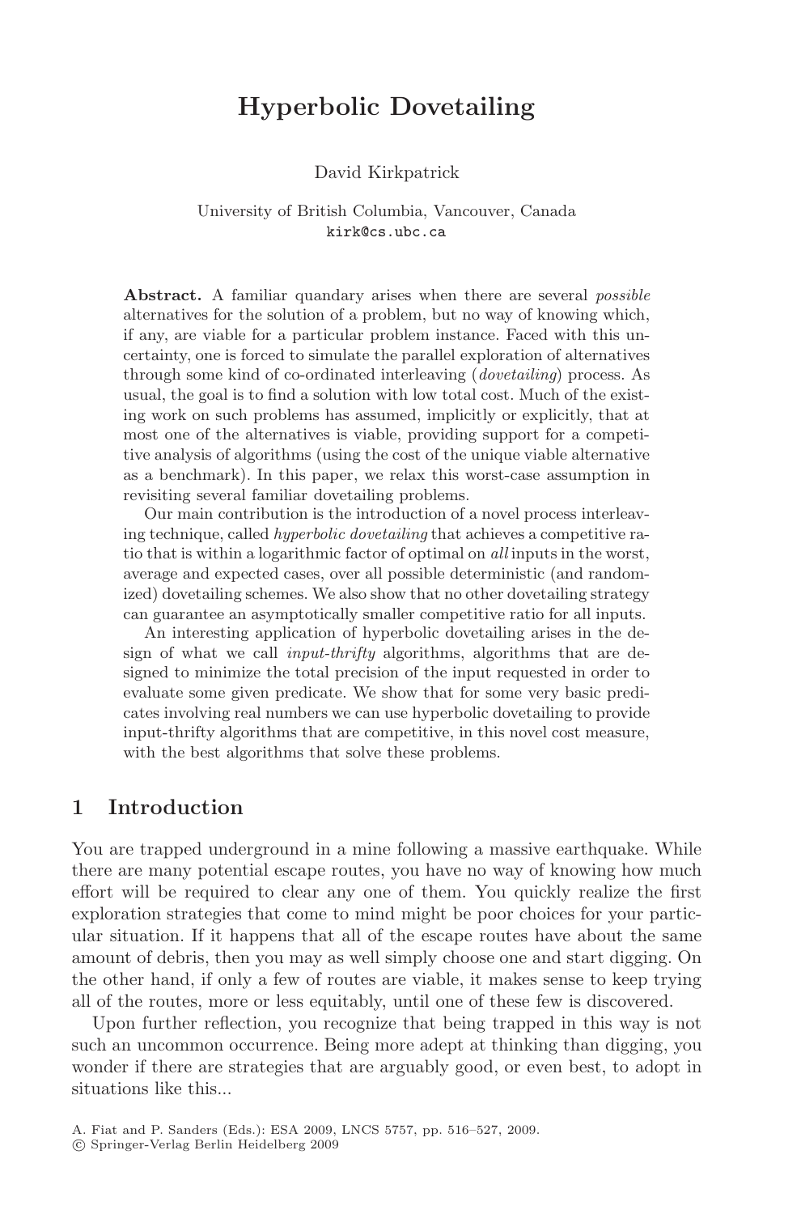# Hyperbolic Dovetailing

David Kirkpatrick

University of British Columbia, Vancouver, Canada
kirk@cs.ubc.ca

**Abstract.** A familiar quandary arises when there are several *possible* alternatives for the solution of a problem, but no way of knowing which, if any, are viable for a particular problem instance. Faced with this uncertainty, one is forced to simulate the parallel exploration of alternatives through some kind of co-ordinated interleaving (*dovetailing*) process. As usual, the goal is to find a solution with low total cost. Much of the existing work on such problems has assumed, implicitly or explicitly, that at most one of the alternatives is viable, providing support for a competitive analysis of algorithms (using the cost of the unique viable alternative as a benchmark). In this paper, we relax this worst-case assumption in revisiting several familiar dovetailing problems.

Our main contribution is the introduction of a novel process interleaving technique, called *hyperbolic dovetailing* that achieves a competitive ratio that is within a logarithmic factor of optimal on *all* inputs in the worst, average and expected cases, over all possible deterministic (and randomized) dovetailing schemes. We also show that no other dovetailing strategy can guarantee an asymptotically smaller competitive ratio for all inputs.

An interesting application of hyperbolic dovetailing arises in the design of what we call *input-thrifty* algorithms, algorithms that are designed to minimize the total precision of the input requested in order to evaluate some given predicate. We show that for some very basic predicates involving real numbers we can use hyperbolic dovetailing to provide input-thrifty algorithms that are competitive, in this novel cost measure, with the best algorithms that solve these problems.

## 1 Introduction

You are trapped underground in a mine following a massive earthquake. While there are many potential escape routes, you have no way of knowing how much effort will be required to clear any one of them. You quickly realize the first exploration strategies that come to mind might be poor choices for your particular situation. If it happens that all of the escape routes have about the same amount of debris, then you may as well simply choose one and start digging. On the other hand, if only a few of routes are viable, it makes sense to keep trying all of the routes, more or less equitably, until one of these few is discovered.

Upon further reflection, you recognize that being trapped in this way is not such an uncommon occurrence. Being more adept at thinking than digging, you wonder if there are strategies that are arguably good, or even best, to adopt in situations like this...

A. Fiat and P. Sanders (Eds.): ESA 2009, LNCS 5757, pp. 516–527, 2009.
© Springer-Verlag Berlin Heidelberg 2009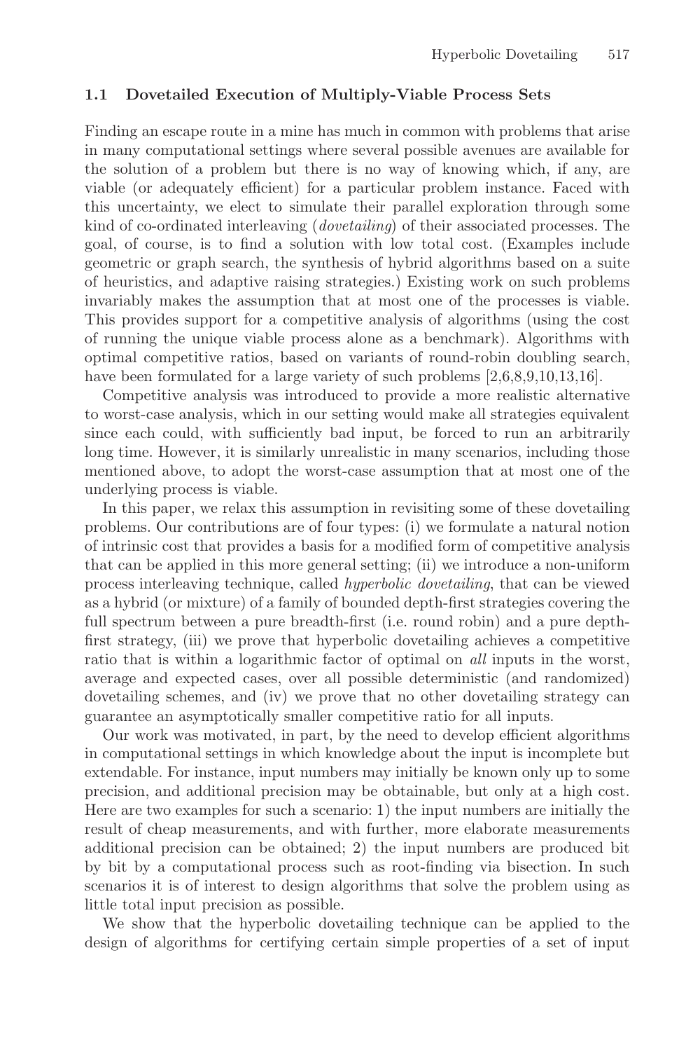### 1.1 Dovetailed Execution of Multiply-Viable Process Sets

Finding an escape route in a mine has much in common with problems that arise in many computational settings where several possible avenues are available for the solution of a problem but there is no way of knowing which, if any, are viable (or adequately efficient) for a particular problem instance. Faced with this uncertainty, we elect to simulate their parallel exploration through some kind of co-ordinated interleaving (*dovetailing*) of their associated processes. The goal, of course, is to find a solution with low total cost. (Examples include geometric or graph search, the synthesis of hybrid algorithms based on a suite of heuristics, and adaptive raising strategies.) Existing work on such problems invariably makes the assumption that at most one of the processes is viable. This provides support for a competitive analysis of algorithms (using the cost of running the unique viable process alone as a benchmark). Algorithms with optimal competitive ratios, based on variants of round-robin doubling search, have been formulated for a large variety of such problems [2,6,8,9,10,13,16].

Competitive analysis was introduced to provide a more realistic alternative to worst-case analysis, which in our setting would make all strategies equivalent since each could, with sufficiently bad input, be forced to run an arbitrarily long time. However, it is similarly unrealistic in many scenarios, including those mentioned above, to adopt the worst-case assumption that at most one of the underlying process is viable.

In this paper, we relax this assumption in revisiting some of these dovetailing problems. Our contributions are of four types: (i) we formulate a natural notion of intrinsic cost that provides a basis for a modified form of competitive analysis that can be applied in this more general setting; (ii) we introduce a non-uniform process interleaving technique, called *hyperbolic dovetailing*, that can be viewed as a hybrid (or mixture) of a family of bounded depth-first strategies covering the full spectrum between a pure breadth-first (i.e. round robin) and a pure depth-first strategy, (iii) we prove that hyperbolic dovetailing achieves a competitive ratio that is within a logarithmic factor of optimal on *all* inputs in the worst, average and expected cases, over all possible deterministic (and randomized) dovetailing schemes, and (iv) we prove that no other dovetailing strategy can guarantee an asymptotically smaller competitive ratio for all inputs.

Our work was motivated, in part, by the need to develop efficient algorithms in computational settings in which knowledge about the input is incomplete but extendable. For instance, input numbers may initially be known only up to some precision, and additional precision may be obtainable, but only at a high cost. Here are two examples for such a scenario: 1) the input numbers are initially the result of cheap measurements, and with further, more elaborate measurements additional precision can be obtained; 2) the input numbers are produced bit by bit by a computational process such as root-finding via bisection. In such scenarios it is of interest to design algorithms that solve the problem using as little total input precision as possible.

We show that the hyperbolic dovetailing technique can be applied to the design of algorithms for certifying certain simple properties of a set of input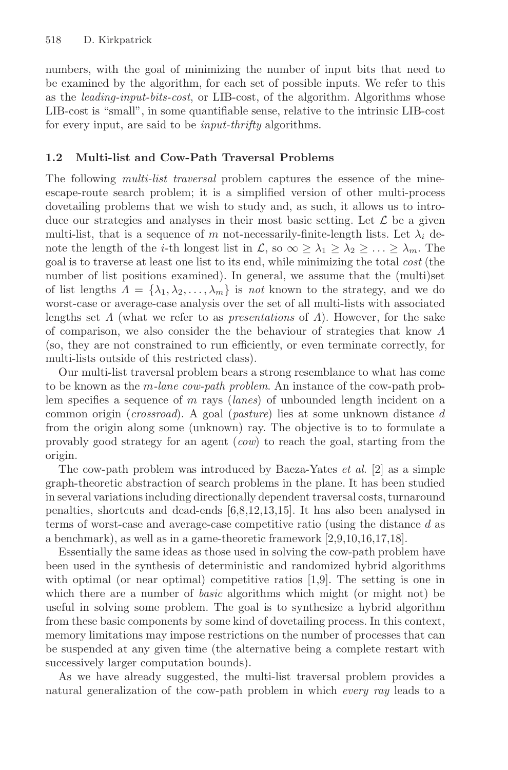numbers, with the goal of minimizing the number of input bits that need to be examined by the algorithm, for each set of possible inputs. We refer to this as the *leading-input-bits-cost*, or LIB-cost, of the algorithm. Algorithms whose LIB-cost is "small", in some quantifiable sense, relative to the intrinsic LIB-cost for every input, are said to be *input-thrifty* algorithms.

### 1.2 Multi-list and Cow-Path Traversal Problems

The following *multi-list traversal* problem captures the essence of the mine-escape-route search problem; it is a simplified version of other multi-process dovetailing problems that we wish to study and, as such, it allows us to introduce our strategies and analyses in their most basic setting. Let $\mathcal{L}$ be a given multi-list, that is a sequence of $m$ not-necessarily-finite-length lists. Let $\lambda_i$ denote the length of the $i$-th longest list in $\mathcal{L}$, so $\infty \geq \lambda_1 \geq \lambda_2 \geq \ldots \geq \lambda_m$. The goal is to traverse at least one list to its end, while minimizing the total *cost* (the number of list positions examined). In general, we assume that the (multi)set of list lengths $\Lambda = \{\lambda_1, \lambda_2, \ldots, \lambda_m\}$ is *not* known to the strategy, and we do worst-case or average-case analysis over the set of all multi-lists with associated lengths set $\Lambda$ (what we refer to as *presentations* of $\Lambda$). However, for the sake of comparison, we also consider the the behaviour of strategies that know $\Lambda$ (so, they are not constrained to run efficiently, or even terminate correctly, for multi-lists outside of this restricted class).

Our multi-list traversal problem bears a strong resemblance to what has come to be known as the *m-lane cow-path problem*. An instance of the cow-path problem specifies a sequence of $m$ rays (*lanes*) of unbounded length incident on a common origin (*crossroad*). A goal (*pasture*) lies at some unknown distance $d$ from the origin along some (unknown) ray. The objective is to to formulate a provably good strategy for an agent (*cow*) to reach the goal, starting from the origin.

The cow-path problem was introduced by Baeza-Yates *et al.* [2] as a simple graph-theoretic abstraction of search problems in the plane. It has been studied in several variations including directionally dependent traversal costs, turnaround penalties, shortcuts and dead-ends [6,8,12,13,15]. It has also been analysed in terms of worst-case and average-case competitive ratio (using the distance $d$ as a benchmark), as well as in a game-theoretic framework [2,9,10,16,17,18].

Essentially the same ideas as those used in solving the cow-path problem have been used in the synthesis of deterministic and randomized hybrid algorithms with optimal (or near optimal) competitive ratios [1,9]. The setting is one in which there are a number of *basic* algorithms which might (or might not) be useful in solving some problem. The goal is to synthesize a hybrid algorithm from these basic components by some kind of dovetailing process. In this context, memory limitations may impose restrictions on the number of processes that can be suspended at any given time (the alternative being a complete restart with successively larger computation bounds).

As we have already suggested, the multi-list traversal problem provides a natural generalization of the cow-path problem in which *every ray* leads to a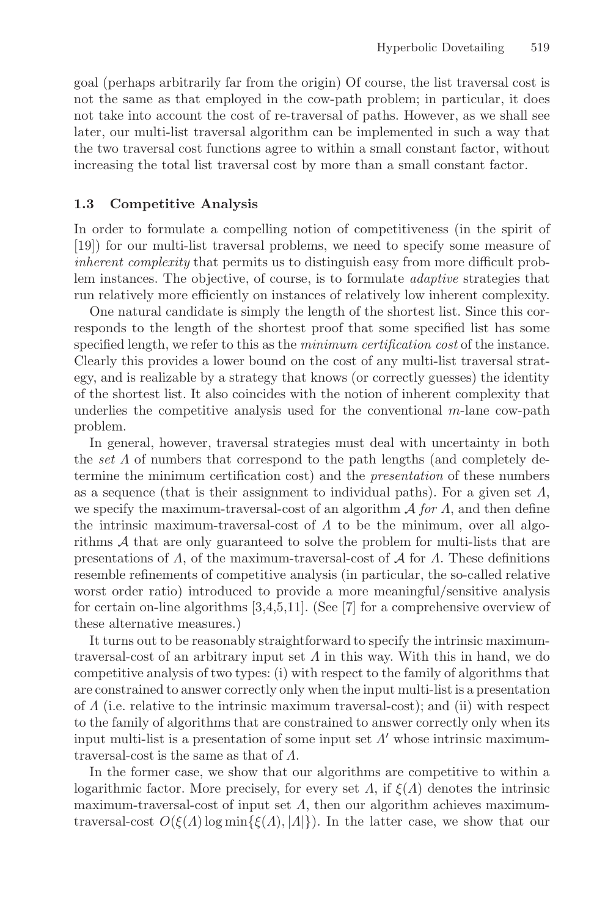goal (perhaps arbitrarily far from the origin) Of course, the list traversal cost is not the same as that employed in the cow-path problem; in particular, it does not take into account the cost of re-traversal of paths. However, as we shall see later, our multi-list traversal algorithm can be implemented in such a way that the two traversal cost functions agree to within a small constant factor, without increasing the total list traversal cost by more than a small constant factor.

### 1.3 Competitive Analysis

In order to formulate a compelling notion of competitiveness (in the spirit of [19]) for our multi-list traversal problems, we need to specify some measure of *inherent complexity* that permits us to distinguish easy from more difficult problem instances. The objective, of course, is to formulate *adaptive* strategies that run relatively more efficiently on instances of relatively low inherent complexity.

One natural candidate is simply the length of the shortest list. Since this corresponds to the length of the shortest proof that some specified list has some specified length, we refer to this as the *minimum certification cost* of the instance. Clearly this provides a lower bound on the cost of any multi-list traversal strategy, and is realizable by a strategy that knows (or correctly guesses) the identity of the shortest list. It also coincides with the notion of inherent complexity that underlies the competitive analysis used for the conventional $m$-lane cow-path problem.

In general, however, traversal strategies must deal with uncertainty in both the *set* $\Lambda$ of numbers that correspond to the path lengths (and completely determine the minimum certification cost) and the *presentation* of these numbers as a sequence (that is their assignment to individual paths). For a given set $\Lambda$, we specify the maximum-traversal-cost of an algorithm $\mathcal{A}$ *for* $\Lambda$, and then define the intrinsic maximum-traversal-cost of $\Lambda$ to be the minimum, over all algorithms $\mathcal{A}$ that are only guaranteed to solve the problem for multi-lists that are presentations of $\Lambda$, of the maximum-traversal-cost of $\mathcal{A}$ for $\Lambda$. These definitions resemble refinements of competitive analysis (in particular, the so-called relative worst order ratio) introduced to provide a more meaningful/sensitive analysis for certain on-line algorithms [3,4,5,11]. (See [7] for a comprehensive overview of these alternative measures.)

It turns out to be reasonably straightforward to specify the intrinsic maximum-traversal-cost of an arbitrary input set $\Lambda$ in this way. With this in hand, we do competitive analysis of two types: (i) with respect to the family of algorithms that are constrained to answer correctly only when the input multi-list is a presentation of $\Lambda$ (i.e. relative to the intrinsic maximum traversal-cost); and (ii) with respect to the family of algorithms that are constrained to answer correctly only when its input multi-list is a presentation of some input set $\Lambda'$ whose intrinsic maximum-traversal-cost is the same as that of $\Lambda$.

In the former case, we show that our algorithms are competitive to within a logarithmic factor. More precisely, for every set $\Lambda$, if $\xi(\Lambda)$ denotes the intrinsic maximum-traversal-cost of input set $\Lambda$, then our algorithm achieves maximum-traversal-cost $O(\xi(\Lambda) \log \min\{\xi(\Lambda), |\Lambda|\})$. In the latter case, we show that our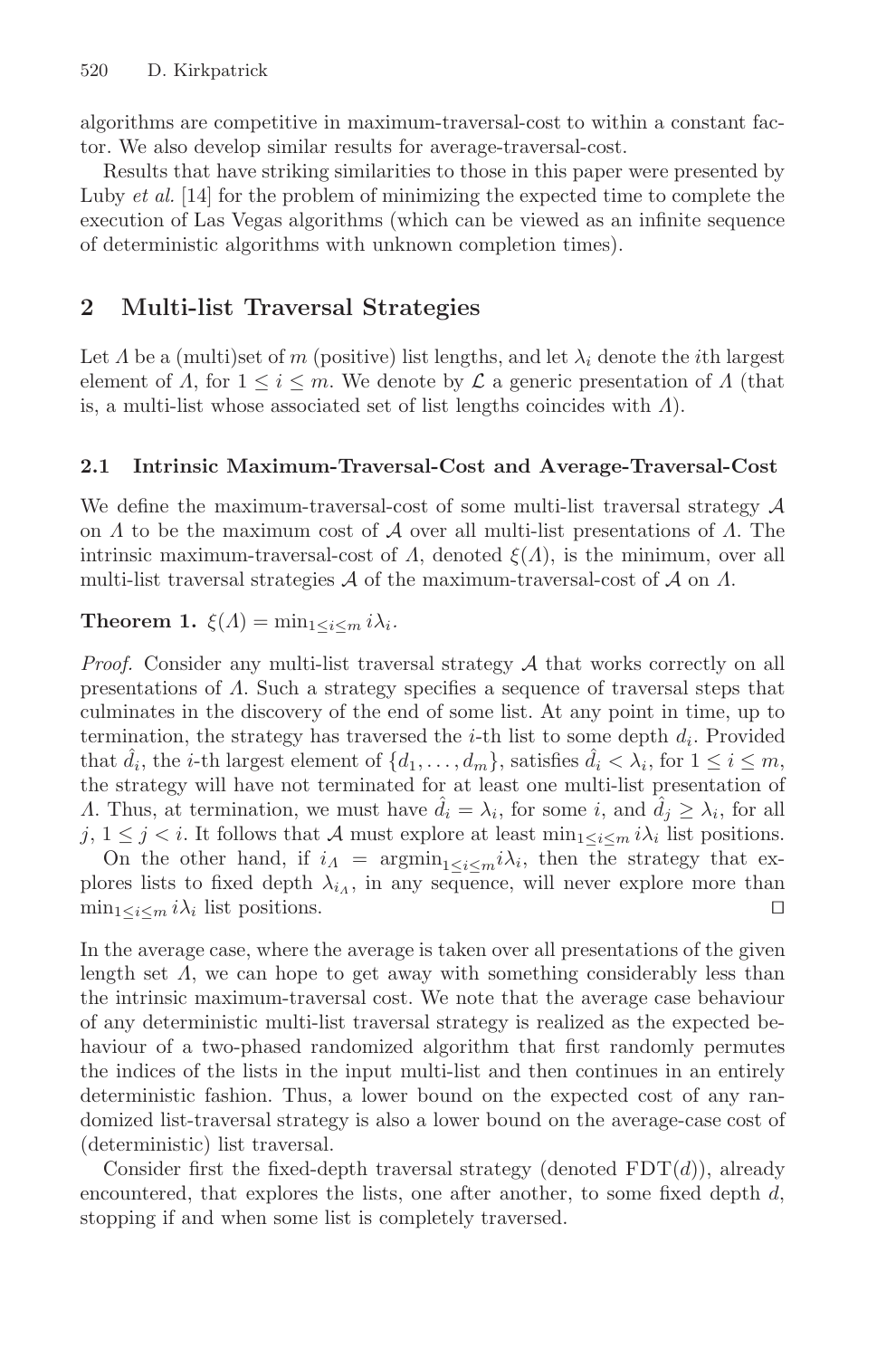algorithms are competitive in maximum-traversal-cost to within a constant factor. We also develop similar results for average-traversal-cost.

Results that have striking similarities to those in this paper were presented by Luby *et al.* [14] for the problem of minimizing the expected time to complete the execution of Las Vegas algorithms (which can be viewed as an infinite sequence of deterministic algorithms with unknown completion times).

## 2 Multi-list Traversal Strategies

Let $\Lambda$ be a (multi)set of $m$ (positive) list lengths, and let $\lambda_i$ denote the $i$th largest element of $\Lambda$, for $1 \leq i \leq m$. We denote by $\mathcal{L}$ a generic presentation of $\Lambda$ (that is, a multi-list whose associated set of list lengths coincides with $\Lambda$).

### 2.1 Intrinsic Maximum-Traversal-Cost and Average-Traversal-Cost

We define the maximum-traversal-cost of some multi-list traversal strategy $\mathcal{A}$ on $\Lambda$ to be the maximum cost of $\mathcal{A}$ over all multi-list presentations of $\Lambda$. The intrinsic maximum-traversal-cost of $\Lambda$, denoted $\xi(\Lambda)$, is the minimum, over all multi-list traversal strategies $\mathcal{A}$ of the maximum-traversal-cost of $\mathcal{A}$ on $\Lambda$.

**Theorem 1.** $\xi(\Lambda) = \min_{1 \leq i \leq m} i\lambda_i$.

*Proof.* Consider any multi-list traversal strategy $\mathcal{A}$ that works correctly on all presentations of $\Lambda$. Such a strategy specifies a sequence of traversal steps that culminates in the discovery of the end of some list. At any point in time, up to termination, the strategy has traversed the $i$-th list to some depth $d_i$. Provided that $\hat{d}_i$, the $i$-th largest element of $\{d_1, \ldots, d_m\}$, satisfies $\hat{d}_i < \lambda_i$, for $1 \leq i \leq m$, the strategy will have not terminated for at least one multi-list presentation of $\Lambda$. Thus, at termination, we must have $\hat{d}_i = \lambda_i$, for some $i$, and $\hat{d}_j \geq \lambda_i$, for all $j$, $1 \leq j < i$. It follows that $\mathcal{A}$ must explore at least $\min_{1 \leq i \leq m} i\lambda_i$ list positions.

On the other hand, if $i_\Lambda = \text{argmin}_{1 \leq i \leq m} i\lambda_i$, then the strategy that explores lists to fixed depth $\lambda_{i_\Lambda}$, in any sequence, will never explore more than $\min_{1 \leq i \leq m} i\lambda_i$ list positions. □

In the average case, where the average is taken over all presentations of the given length set $\Lambda$, we can hope to get away with something considerably less than the intrinsic maximum-traversal cost. We note that the average case behaviour of any deterministic multi-list traversal strategy is realized as the expected behaviour of a two-phased randomized algorithm that first randomly permutes the indices of the lists in the input multi-list and then continues in an entirely deterministic fashion. Thus, a lower bound on the expected cost of any randomized list-traversal strategy is also a lower bound on the average-case cost of (deterministic) list traversal.

Consider first the fixed-depth traversal strategy (denoted $\text{FDT}(d)$), already encountered, that explores the lists, one after another, to some fixed depth $d$, stopping if and when some list is completely traversed.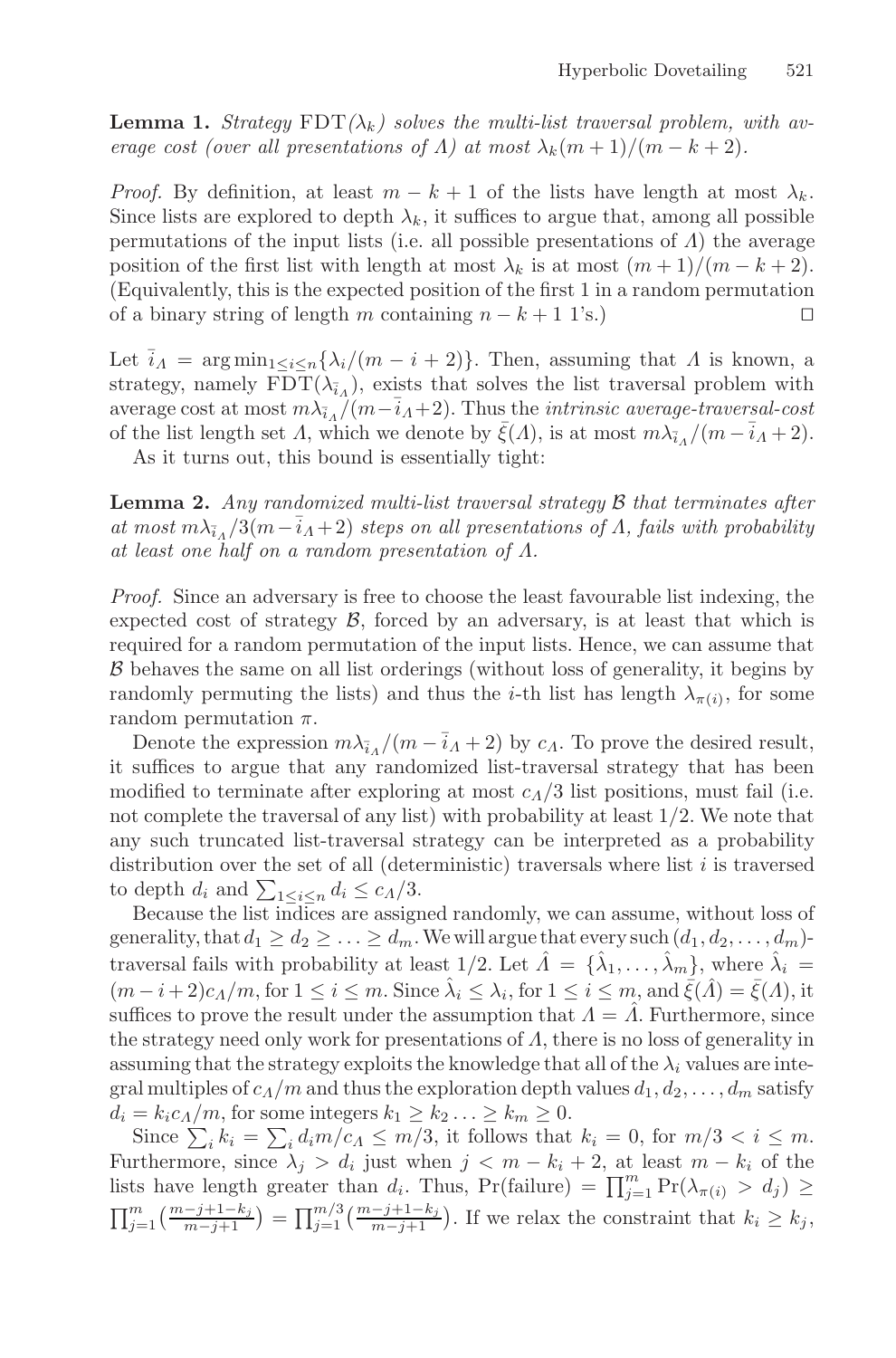**Lemma 1.** *Strategy* $\mathrm{FDT}(\lambda_k)$ *solves the multi-list traversal problem, with average cost (over all presentations of $\Lambda$) at most $\lambda_k(m+1)/(m-k+2)$.*

*Proof.* By definition, at least $m-k+1$ of the lists have length at most $\lambda_k$. Since lists are explored to depth $\lambda_k$, it suffices to argue that, among all possible permutations of the input lists (i.e. all possible presentations of $\Lambda$) the average position of the first list with length at most $\lambda_k$ is at most $(m+1)/(m-k+2)$. (Equivalently, this is the expected position of the first 1 in a random permutation of a binary string of length $m$ containing $n-k+1$ 1's.) □

Let $\bar{i}_\Lambda = \arg\min_{1\leq i\leq n}\{\lambda_i/(m-i+2)\}$. Then, assuming that $\Lambda$ is known, a strategy, namely $\mathrm{FDT}(\lambda_{\bar{i}_\Lambda})$, exists that solves the list traversal problem with average cost at most $m\lambda_{\bar{i}_\Lambda}/(m-\bar{i}_\Lambda+2)$. Thus the *intrinsic average-traversal-cost* of the list length set $\Lambda$, which we denote by $\bar{\xi}(\Lambda)$, is at most $m\lambda_{\bar{i}_\Lambda}/(m-\bar{i}_\Lambda+2)$.

As it turns out, this bound is essentially tight:

**Lemma 2.** *Any randomized multi-list traversal strategy $\mathcal{B}$ that terminates after at most $m\lambda_{\bar{i}_\Lambda}/3(m-\bar{i}_\Lambda+2)$ steps on all presentations of $\Lambda$, fails with probability at least one half on a random presentation of $\Lambda$.*

*Proof.* Since an adversary is free to choose the least favourable list indexing, the expected cost of strategy $\mathcal{B}$, forced by an adversary, is at least that which is required for a random permutation of the input lists. Hence, we can assume that $\mathcal{B}$ behaves the same on all list orderings (without loss of generality, it begins by randomly permuting the lists) and thus the $i$-th list has length $\lambda_{\pi(i)}$, for some random permutation $\pi$.

Denote the expression $m\lambda_{\bar{i}_\Lambda}/(m-\bar{i}_\Lambda+2)$ by $c_\Lambda$. To prove the desired result, it suffices to argue that any randomized list-traversal strategy that has been modified to terminate after exploring at most $c_\Lambda/3$ list positions, must fail (i.e. not complete the traversal of any list) with probability at least $1/2$. We note that any such truncated list-traversal strategy can be interpreted as a probability distribution over the set of all (deterministic) traversals where list $i$ is traversed to depth $d_i$ and $\sum_{1\leq i\leq n} d_i \leq c_\Lambda/3$.

Because the list indices are assigned randomly, we can assume, without loss of generality, that $d_1 \geq d_2 \geq \ldots \geq d_m$. We will argue that every such $(d_1, d_2, \ldots, d_m)$-traversal fails with probability at least $1/2$. Let $\hat{\Lambda} = \{\hat{\lambda}_1, \ldots, \hat{\lambda}_m\}$, where $\hat{\lambda}_i = (m-i+2)c_\Lambda/m$, for $1 \leq i \leq m$. Since $\hat{\lambda}_i \leq \lambda_i$, for $1 \leq i \leq m$, and $\bar{\xi}(\hat{\Lambda}) = \bar{\xi}(\Lambda)$, it suffices to prove the result under the assumption that $\Lambda = \hat{\Lambda}$. Furthermore, since the strategy need only work for presentations of $\Lambda$, there is no loss of generality in assuming that the strategy exploits the knowledge that all of the $\lambda_i$ values are integral multiples of $c_\Lambda/m$ and thus the exploration depth values $d_1, d_2, \ldots, d_m$ satisfy $d_i = k_i c_\Lambda/m$, for some integers $k_1 \geq k_2 \ldots \geq k_m \geq 0$.

Since $\sum_i k_i = \sum_i d_i m/c_\Lambda \leq m/3$, it follows that $k_i = 0$, for $m/3 < i \leq m$. Furthermore, since $\lambda_j > d_i$ just when $j < m - k_i + 2$, at least $m - k_i$ of the lists have length greater than $d_i$. Thus, $\Pr(\text{failure}) = \prod_{j=1}^{m} \Pr(\lambda_{\pi(i)} > d_j) \geq \prod_{j=1}^{m}\left(\frac{m-j+1-k_j}{m-j+1}\right) = \prod_{j=1}^{m/3}\left(\frac{m-j+1-k_j}{m-j+1}\right)$. If we relax the constraint that $k_i \geq k_j$,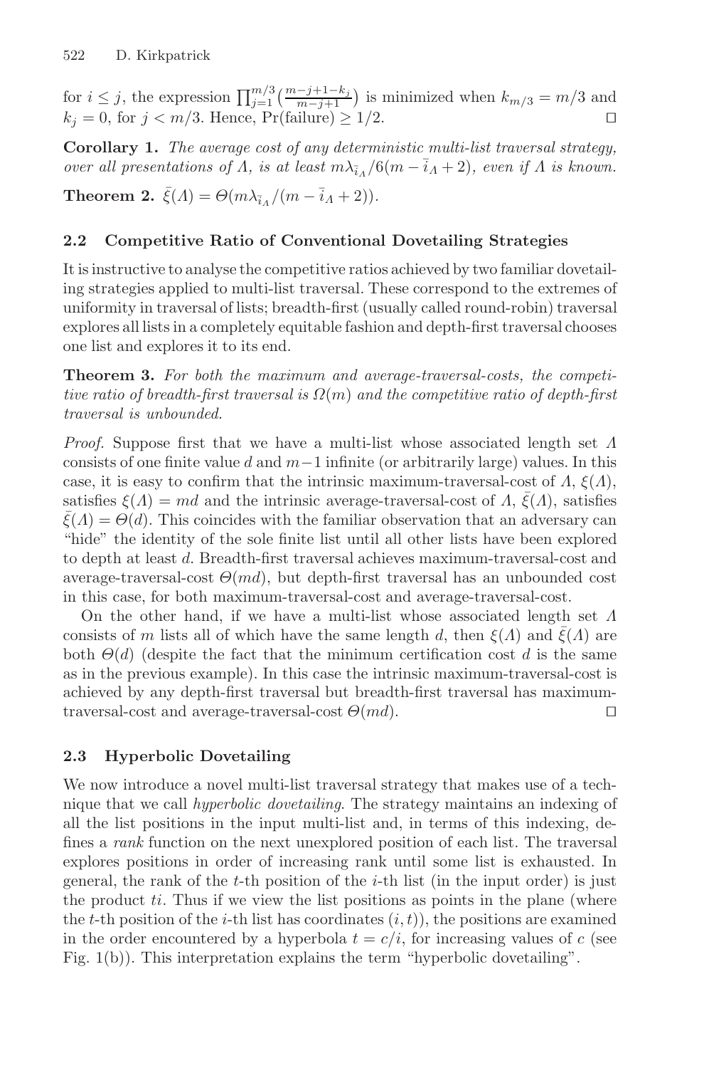for $i \le j$, the expression $\prod_{j=1}^{m/3} \left(\frac{m-j+1-k_j}{m-j+1}\right)$ is minimized when $k_{m/3} = m/3$ and $k_j = 0$, for $j < m/3$. Hence, Pr(failure) $\ge 1/2$. ◻

**Corollary 1.** *The average cost of any deterministic multi-list traversal strategy, over all presentations of $\Lambda$, is at least $m\lambda_{\bar{i}_\Lambda}/6(m - \bar{i}_\Lambda + 2)$, even if $\Lambda$ is known.*

**Theorem 2.** $\bar{\xi}(\Lambda) = \Theta(m\lambda_{\bar{i}_\Lambda}/(m - \bar{i}_\Lambda + 2))$.

### 2.2 Competitive Ratio of Conventional Dovetailing Strategies

It is instructive to analyse the competitive ratios achieved by two familiar dovetailing strategies applied to multi-list traversal. These correspond to the extremes of uniformity in traversal of lists; breadth-first (usually called round-robin) traversal explores all lists in a completely equitable fashion and depth-first traversal chooses one list and explores it to its end.

**Theorem 3.** *For both the maximum and average-traversal-costs, the competitive ratio of breadth-first traversal is $\Omega(m)$ and the competitive ratio of depth-first traversal is unbounded.*

*Proof.* Suppose first that we have a multi-list whose associated length set $\Lambda$ consists of one finite value $d$ and $m-1$ infinite (or arbitrarily large) values. In this case, it is easy to confirm that the intrinsic maximum-traversal-cost of $\Lambda$, $\xi(\Lambda)$, satisfies $\xi(\Lambda) = md$ and the intrinsic average-traversal-cost of $\Lambda$, $\bar{\xi}(\Lambda)$, satisfies $\bar{\xi}(\Lambda) = \Theta(d)$. This coincides with the familiar observation that an adversary can "hide" the identity of the sole finite list until all other lists have been explored to depth at least $d$. Breadth-first traversal achieves maximum-traversal-cost and average-traversal-cost $\Theta(md)$, but depth-first traversal has an unbounded cost in this case, for both maximum-traversal-cost and average-traversal-cost.

On the other hand, if we have a multi-list whose associated length set $\Lambda$ consists of $m$ lists all of which have the same length $d$, then $\xi(\Lambda)$ and $\bar{\xi}(\Lambda)$ are both $\Theta(d)$ (despite the fact that the minimum certification cost $d$ is the same as in the previous example). In this case the intrinsic maximum-traversal-cost is achieved by any depth-first traversal but breadth-first traversal has maximum-traversal-cost and average-traversal-cost $\Theta(md)$. ◻

### 2.3 Hyperbolic Dovetailing

We now introduce a novel multi-list traversal strategy that makes use of a technique that we call *hyperbolic dovetailing*. The strategy maintains an indexing of all the list positions in the input multi-list and, in terms of this indexing, defines a *rank* function on the next unexplored position of each list. The traversal explores positions in order of increasing rank until some list is exhausted. In general, the rank of the $t$-th position of the $i$-th list (in the input order) is just the product $ti$. Thus if we view the list positions as points in the plane (where the $t$-th position of the $i$-th list has coordinates $(i, t)$), the positions are examined in the order encountered by a hyperbola $t = c/i$, for increasing values of $c$ (see Fig. 1(b)). This interpretation explains the term "hyperbolic dovetailing".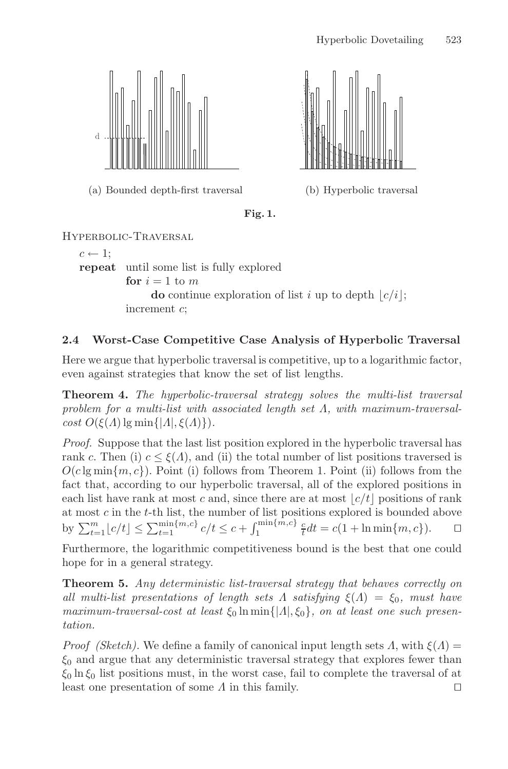(a) Bounded depth-first traversal

(b) Hyperbolic traversal

**Fig. 1.**

Hyperbolic-Traversal

```
c ← 1;
repeat   until some list is fully explored
         for i = 1 to m
             do continue exploration of list i up to depth ⌊c/i⌋;
         increment c;
```

### 2.4 Worst-Case Competitive Case Analysis of Hyperbolic Traversal

Here we argue that hyperbolic traversal is competitive, up to a logarithmic factor, even against strategies that know the set of list lengths.

**Theorem 4.** *The hyperbolic-traversal strategy solves the multi-list traversal problem for a multi-list with associated length set $\Lambda$, with maximum-traversal-cost $O(\xi(\Lambda) \lg \min\{|\Lambda|, \xi(\Lambda)\})$.*

*Proof.* Suppose that the last list position explored in the hyperbolic traversal has rank $c$. Then (i) $c \leq \xi(\Lambda)$, and (ii) the total number of list positions traversed is $O(c \lg \min\{m, c\})$. Point (i) follows from Theorem 1. Point (ii) follows from the fact that, according to our hyperbolic traversal, all of the explored positions in each list have rank at most $c$ and, since there are at most $\lfloor c/t \rfloor$ positions of rank at most $c$ in the $t$-th list, the number of list positions explored is bounded above by $\sum_{t=1}^{m} \lfloor c/t \rfloor \leq \sum_{t=1}^{\min\{m,c\}} c/t \leq c + \int_{1}^{\min\{m,c\}} \frac{c}{t} dt = c(1 + \ln \min\{m, c\})$. ◻

Furthermore, the logarithmic competitiveness bound is the best that one could hope for in a general strategy.

**Theorem 5.** *Any deterministic list-traversal strategy that behaves correctly on all multi-list presentations of length sets $\Lambda$ satisfying $\xi(\Lambda) = \xi_0$, must have maximum-traversal-cost at least $\xi_0 \ln \min\{|\Lambda|, \xi_0\}$, on at least one such presentation.*

*Proof (Sketch).* We define a family of canonical input length sets $\Lambda$, with $\xi(\Lambda) = \xi_0$ and argue that any deterministic traversal strategy that explores fewer than $\xi_0 \ln \xi_0$ list positions must, in the worst case, fail to complete the traversal of at least one presentation of some $\Lambda$ in this family. ◻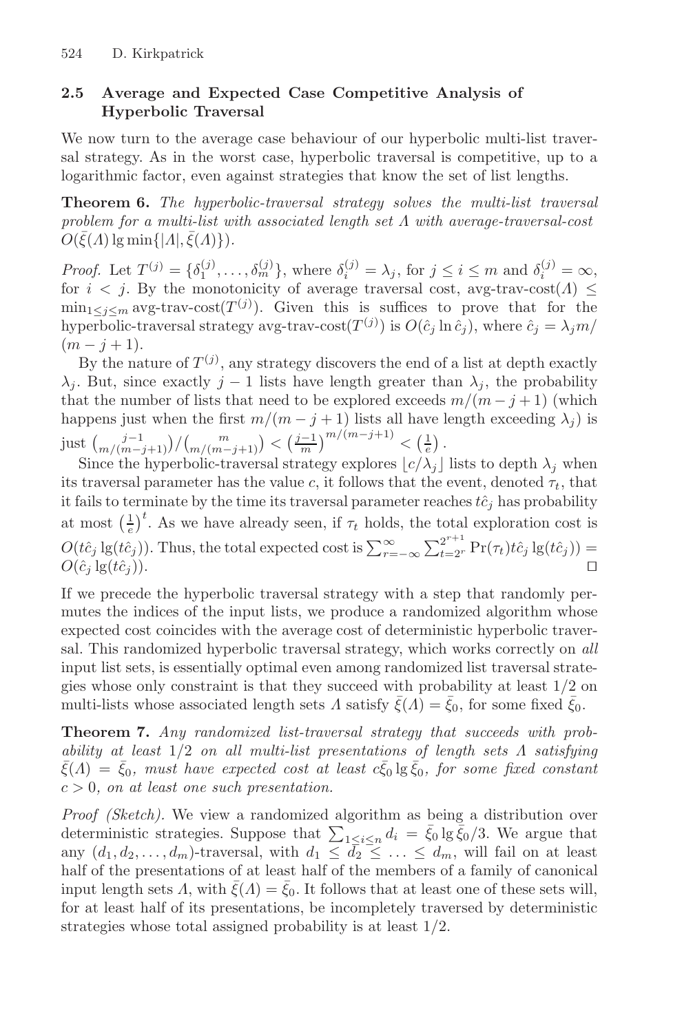### 2.5 Average and Expected Case Competitive Analysis of Hyperbolic Traversal

We now turn to the average case behaviour of our hyperbolic multi-list traversal strategy. As in the worst case, hyperbolic traversal is competitive, up to a logarithmic factor, even against strategies that know the set of list lengths.

**Theorem 6.** *The hyperbolic-traversal strategy solves the multi-list traversal problem for a multi-list with associated length set $\Lambda$ with average-traversal-cost $O(\bar{\xi}(\Lambda) \lg \min\{|\Lambda|, \bar{\xi}(\Lambda)\})$.*

*Proof.* Let $T^{(j)} = \{\delta_1^{(j)}, \ldots, \delta_m^{(j)}\}$, where $\delta_i^{(j)} = \lambda_j$, for $j \leq i \leq m$ and $\delta_i^{(j)} = \infty$, for $i < j$. By the monotonicity of average traversal cost, avg-trav-cost$(\Lambda) \leq \min_{1 \leq j \leq m}$ avg-trav-cost$(T^{(j)})$. Given this is suffices to prove that for the hyperbolic-traversal strategy avg-trav-cost$(T^{(j)})$ is $O(\hat{c}_j \ln \hat{c}_j)$, where $\hat{c}_j = \lambda_j m/(m - j + 1)$.

By the nature of $T^{(j)}$, any strategy discovers the end of a list at depth exactly $\lambda_j$. But, since exactly $j - 1$ lists have length greater than $\lambda_j$, the probability that the number of lists that need to be explored exceeds $m/(m - j + 1)$ (which happens just when the first $m/(m - j + 1)$ lists all have length exceeding $\lambda_j$) is just $\binom{j-1}{m/(m-j+1)} / \binom{m}{m/(m-j+1)} < \left(\frac{j-1}{m}\right)^{m/(m-j+1)} < \left(\frac{1}{e}\right)$.

Since the hyperbolic-traversal strategy explores $\lfloor c/\lambda_j \rfloor$ lists to depth $\lambda_j$ when its traversal parameter has the value $c$, it follows that the event, denoted $\tau_t$, that it fails to terminate by the time its traversal parameter reaches $t\hat{c}_j$ has probability at most $\left(\frac{1}{e}\right)^t$. As we have already seen, if $\tau_t$ holds, the total exploration cost is $O(t\hat{c}_j \lg(t\hat{c}_j))$. Thus, the total expected cost is $\sum_{r=-\infty}^{\infty} \sum_{t=2^r}^{2^{r+1}} \Pr(\tau_t) t\hat{c}_j \lg(t\hat{c}_j)) = O(\hat{c}_j \lg(t\hat{c}_j))$. $\square$

If we precede the hyperbolic traversal strategy with a step that randomly permutes the indices of the input lists, we produce a randomized algorithm whose expected cost coincides with the average cost of deterministic hyperbolic traversal. This randomized hyperbolic traversal strategy, which works correctly on *all* input list sets, is essentially optimal even among randomized list traversal strategies whose only constraint is that they succeed with probability at least 1/2 on multi-lists whose associated length sets $\Lambda$ satisfy $\bar{\xi}(\Lambda) = \bar{\xi}_0$, for some fixed $\bar{\xi}_0$.

**Theorem 7.** *Any randomized list-traversal strategy that succeeds with probability at least 1/2 on all multi-list presentations of length sets $\Lambda$ satisfying $\bar{\xi}(\Lambda) = \bar{\xi}_0$, must have expected cost at least $c\bar{\xi}_0 \lg \bar{\xi}_0$, for some fixed constant $c > 0$, on at least one such presentation.*

*Proof (Sketch).* We view a randomized algorithm as being a distribution over deterministic strategies. Suppose that $\sum_{1 \leq i \leq n} d_i = \bar{\xi}_0 \lg \bar{\xi}_0 / 3$. We argue that any $(d_1, d_2, \ldots, d_m)$-traversal, with $d_1 \leq d_2 \leq \ldots \leq d_m$, will fail on at least half of the presentations of at least half of the members of a family of canonical input length sets $\Lambda$, with $\bar{\xi}(\Lambda) = \bar{\xi}_0$. It follows that at least one of these sets will, for at least half of its presentations, be incompletely traversed by deterministic strategies whose total assigned probability is at least 1/2.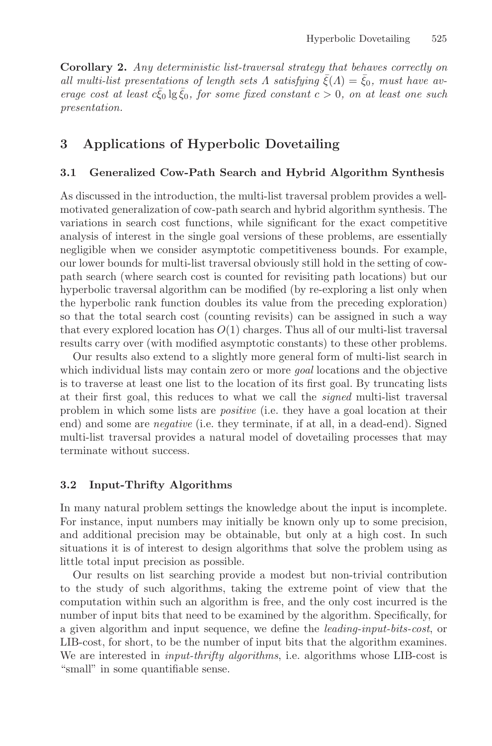**Corollary 2.** *Any deterministic list-traversal strategy that behaves correctly on all multi-list presentations of length sets $\Lambda$ satisfying $\bar{\xi}(\Lambda) = \bar{\xi}_0$, must have average cost at least $c\bar{\xi}_0 \lg \bar{\xi}_0$, for some fixed constant $c > 0$, on at least one such presentation.*

## 3 Applications of Hyperbolic Dovetailing

### 3.1 Generalized Cow-Path Search and Hybrid Algorithm Synthesis

As discussed in the introduction, the multi-list traversal problem provides a well-motivated generalization of cow-path search and hybrid algorithm synthesis. The variations in search cost functions, while significant for the exact competitive analysis of interest in the single goal versions of these problems, are essentially negligible when we consider asymptotic competitiveness bounds. For example, our lower bounds for multi-list traversal obviously still hold in the setting of cow-path search (where search cost is counted for revisiting path locations) but our hyperbolic traversal algorithm can be modified (by re-exploring a list only when the hyperbolic rank function doubles its value from the preceding exploration) so that the total search cost (counting revisits) can be assigned in such a way that every explored location has $O(1)$ charges. Thus all of our multi-list traversal results carry over (with modified asymptotic constants) to these other problems.

Our results also extend to a slightly more general form of multi-list search in which individual lists may contain zero or more *goal* locations and the objective is to traverse at least one list to the location of its first goal. By truncating lists at their first goal, this reduces to what we call the *signed* multi-list traversal problem in which some lists are *positive* (i.e. they have a goal location at their end) and some are *negative* (i.e. they terminate, if at all, in a dead-end). Signed multi-list traversal provides a natural model of dovetailing processes that may terminate without success.

### 3.2 Input-Thrifty Algorithms

In many natural problem settings the knowledge about the input is incomplete. For instance, input numbers may initially be known only up to some precision, and additional precision may be obtainable, but only at a high cost. In such situations it is of interest to design algorithms that solve the problem using as little total input precision as possible.

Our results on list searching provide a modest but non-trivial contribution to the study of such algorithms, taking the extreme point of view that the computation within such an algorithm is free, and the only cost incurred is the number of input bits that need to be examined by the algorithm. Specifically, for a given algorithm and input sequence, we define the *leading-input-bits-cost*, or LIB-cost, for short, to be the number of input bits that the algorithm examines. We are interested in *input-thrifty algorithms*, i.e. algorithms whose LIB-cost is "small" in some quantifiable sense.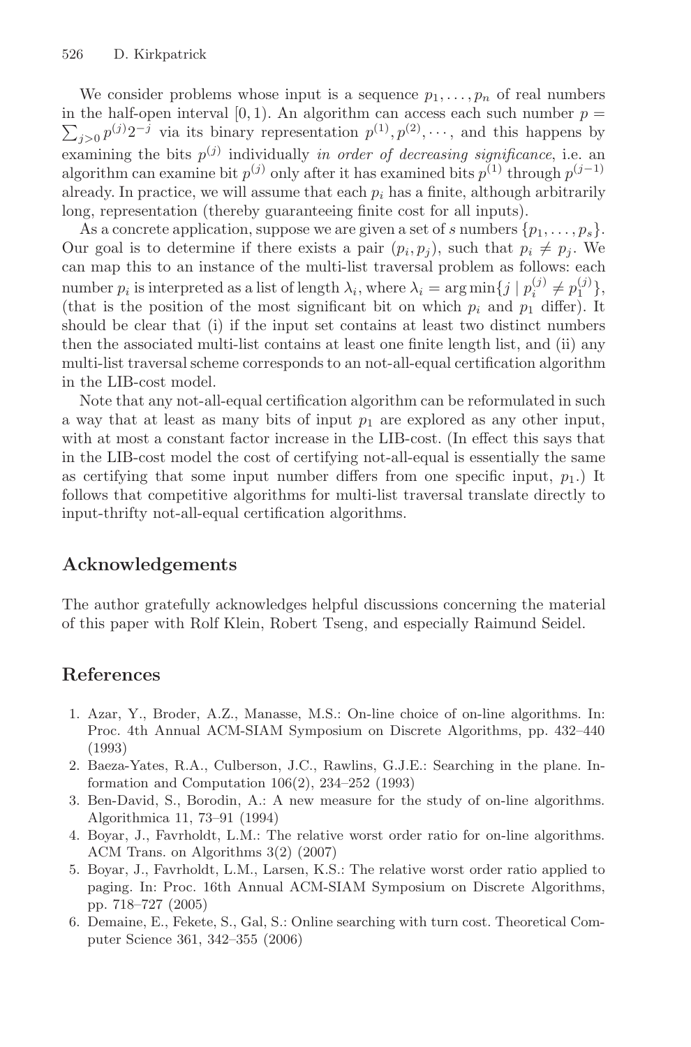We consider problems whose input is a sequence $p_1, \ldots, p_n$ of real numbers in the half-open interval $[0, 1)$. An algorithm can access each such number $p = \sum_{j>0} p^{(j)} 2^{-j}$ via its binary representation $p^{(1)}, p^{(2)}, \cdots$, and this happens by examining the bits $p^{(j)}$ individually *in order of decreasing significance*, i.e. an algorithm can examine bit $p^{(j)}$ only after it has examined bits $p^{(1)}$ through $p^{(j-1)}$ already. In practice, we will assume that each $p_i$ has a finite, although arbitrarily long, representation (thereby guaranteeing finite cost for all inputs).

As a concrete application, suppose we are given a set of $s$ numbers $\{p_1, \ldots, p_s\}$. Our goal is to determine if there exists a pair $(p_i, p_j)$, such that $p_i \neq p_j$. We can map this to an instance of the multi-list traversal problem as follows: each number $p_i$ is interpreted as a list of length $\lambda_i$, where $\lambda_i = \arg\min\{j \mid p_i^{(j)} \neq p_1^{(j)}\}$, (that is the position of the most significant bit on which $p_i$ and $p_1$ differ). It should be clear that (i) if the input set contains at least two distinct numbers then the associated multi-list contains at least one finite length list, and (ii) any multi-list traversal scheme corresponds to an not-all-equal certification algorithm in the LIB-cost model.

Note that any not-all-equal certification algorithm can be reformulated in such a way that at least as many bits of input $p_1$ are explored as any other input, with at most a constant factor increase in the LIB-cost. (In effect this says that in the LIB-cost model the cost of certifying not-all-equal is essentially the same as certifying that some input number differs from one specific input, $p_1$.) It follows that competitive algorithms for multi-list traversal translate directly to input-thrifty not-all-equal certification algorithms.

## Acknowledgements

The author gratefully acknowledges helpful discussions concerning the material of this paper with Rolf Klein, Robert Tseng, and especially Raimund Seidel.

## References

1. Azar, Y., Broder, A.Z., Manasse, M.S.: On-line choice of on-line algorithms. In: Proc. 4th Annual ACM-SIAM Symposium on Discrete Algorithms, pp. 432–440 (1993)
2. Baeza-Yates, R.A., Culberson, J.C., Rawlins, G.J.E.: Searching in the plane. Information and Computation 106(2), 234–252 (1993)
3. Ben-David, S., Borodin, A.: A new measure for the study of on-line algorithms. Algorithmica 11, 73–91 (1994)
4. Boyar, J., Favrholdt, L.M.: The relative worst order ratio for on-line algorithms. ACM Trans. on Algorithms 3(2) (2007)
5. Boyar, J., Favrholdt, L.M., Larsen, K.S.: The relative worst order ratio applied to paging. In: Proc. 16th Annual ACM-SIAM Symposium on Discrete Algorithms, pp. 718–727 (2005)
6. Demaine, E., Fekete, S., Gal, S.: Online searching with turn cost. Theoretical Computer Science 361, 342–355 (2006)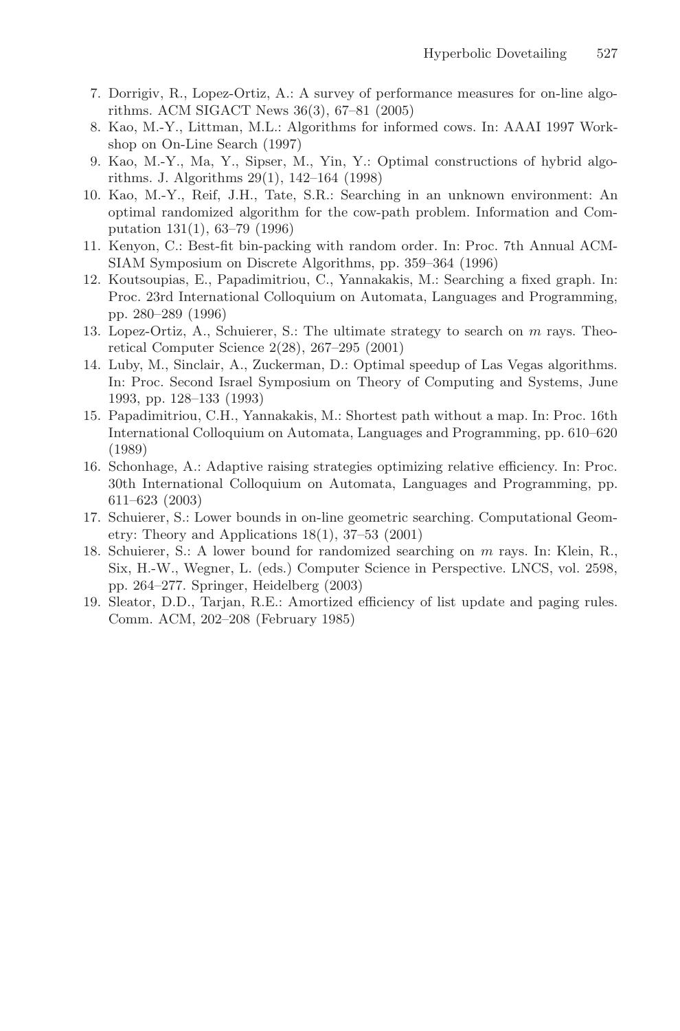7. Dorrigiv, R., Lopez-Ortiz, A.: A survey of performance measures for on-line algorithms. ACM SIGACT News 36(3), 67–81 (2005)
8. Kao, M.-Y., Littman, M.L.: Algorithms for informed cows. In: AAAI 1997 Workshop on On-Line Search (1997)
9. Kao, M.-Y., Ma, Y., Sipser, M., Yin, Y.: Optimal constructions of hybrid algorithms. J. Algorithms 29(1), 142–164 (1998)
10. Kao, M.-Y., Reif, J.H., Tate, S.R.: Searching in an unknown environment: An optimal randomized algorithm for the cow-path problem. Information and Computation 131(1), 63–79 (1996)
11. Kenyon, C.: Best-fit bin-packing with random order. In: Proc. 7th Annual ACM-SIAM Symposium on Discrete Algorithms, pp. 359–364 (1996)
12. Koutsoupias, E., Papadimitriou, C., Yannakakis, M.: Searching a fixed graph. In: Proc. 23rd International Colloquium on Automata, Languages and Programming, pp. 280–289 (1996)
13. Lopez-Ortiz, A., Schuierer, S.: The ultimate strategy to search on $m$ rays. Theoretical Computer Science 2(28), 267–295 (2001)
14. Luby, M., Sinclair, A., Zuckerman, D.: Optimal speedup of Las Vegas algorithms. In: Proc. Second Israel Symposium on Theory of Computing and Systems, June 1993, pp. 128–133 (1993)
15. Papadimitriou, C.H., Yannakakis, M.: Shortest path without a map. In: Proc. 16th International Colloquium on Automata, Languages and Programming, pp. 610–620 (1989)
16. Schonhage, A.: Adaptive raising strategies optimizing relative efficiency. In: Proc. 30th International Colloquium on Automata, Languages and Programming, pp. 611–623 (2003)
17. Schuierer, S.: Lower bounds in on-line geometric searching. Computational Geometry: Theory and Applications 18(1), 37–53 (2001)
18. Schuierer, S.: A lower bound for randomized searching on $m$ rays. In: Klein, R., Six, H.-W., Wegner, L. (eds.) Computer Science in Perspective. LNCS, vol. 2598, pp. 264–277. Springer, Heidelberg (2003)
19. Sleator, D.D., Tarjan, R.E.: Amortized efficiency of list update and paging rules. Comm. ACM, 202–208 (February 1985)